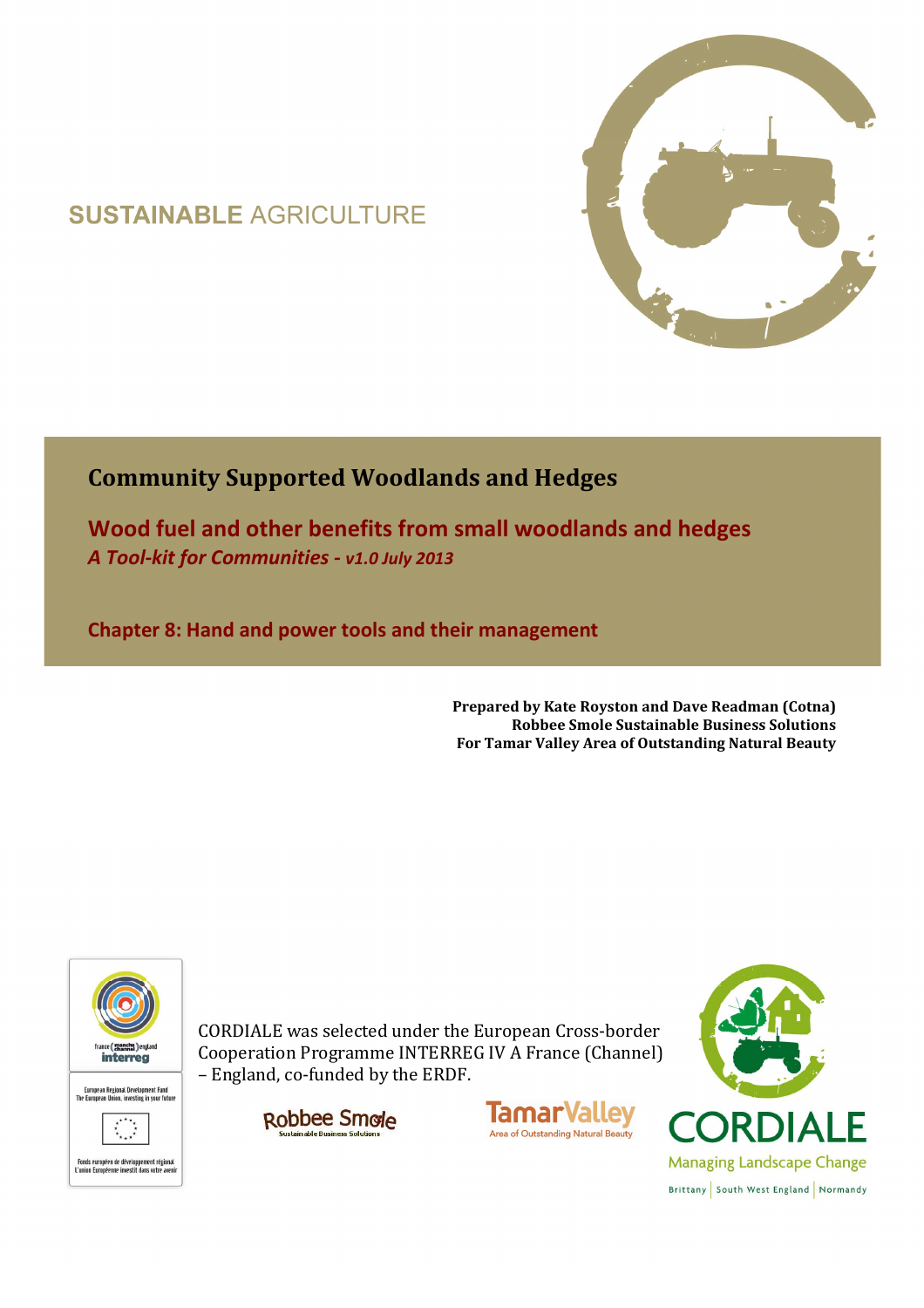SUSTAINABLE AGRICULTURE

# Community Supported Woodlands and Hedges

## Wood fuel and other benefits from small woodlands and hedges

***A Tool-kit for Communities - v1.0 July 2013***

## Chapter 8: Hand and power tools and their management

**Prepared by Kate Royston and Dave Readman (Cotna)**
**Robbee Smole Sustainable Business Solutions**
**For Tamar Valley Area of Outstanding Natural Beauty**

france (manche channel) england
interreg

European Regional Development Fund
The European Union, investing in your future

Fonds européen de développement régional
L'union Européenne investit dans votre avenir

CORDIALE was selected under the European Cross-border Cooperation Programme INTERREG IV A France (Channel) – England, co-funded by the ERDF.

Robbee Smole
Sustainable Business Solutions

TamarValley
Area of Outstanding Natural Beauty

CORDIALE
Managing Landscape Change
Brittany | South West England | Normandy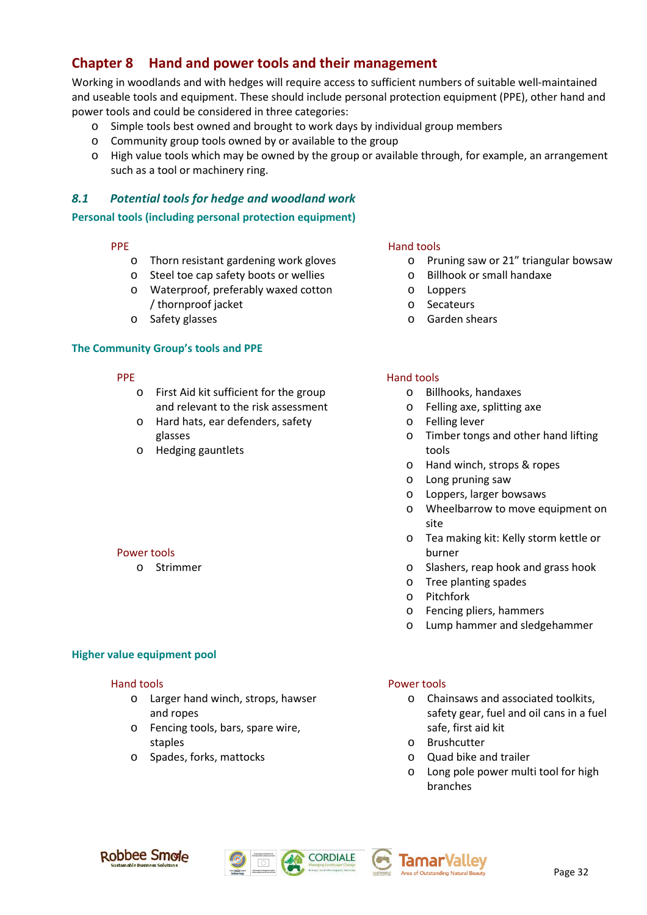# Chapter 8 Hand and power tools and their management

Working in woodlands and with hedges will require access to sufficient numbers of suitable well-maintained and useable tools and equipment. These should include personal protection equipment (PPE), other hand and power tools and could be considered in three categories:

- Simple tools best owned and brought to work days by individual group members
- Community group tools owned by or available to the group
- High value tools which may be owned by the group or available through, for example, an arrangement such as a tool or machinery ring.

## *8.1 Potential tools for hedge and woodland work*

### Personal tools (including personal protection equipment)

PPE

- Thorn resistant gardening work gloves
- Steel toe cap safety boots or wellies
- Waterproof, preferably waxed cotton / thornproof jacket
- Safety glasses

Hand tools

- Pruning saw or 21" triangular bowsaw
- Billhook or small handaxe
- Loppers
- Secateurs
- Garden shears

### The Community Group's tools and PPE

PPE

- First Aid kit sufficient for the group and relevant to the risk assessment
- Hard hats, ear defenders, safety glasses
- Hedging gauntlets

Power tools

- Strimmer

Hand tools

- Billhooks, handaxes
- Felling axe, splitting axe
- Felling lever
- Timber tongs and other hand lifting tools
- Hand winch, strops & ropes
- Long pruning saw
- Loppers, larger bowsaws
- Wheelbarrow to move equipment on site
- Tea making kit: Kelly storm kettle or burner
- Slashers, reap hook and grass hook
- Tree planting spades
- Pitchfork
- Fencing pliers, hammers
- Lump hammer and sledgehammer

### Higher value equipment pool

Hand tools

- Larger hand winch, strops, hawser and ropes
- Fencing tools, bars, spare wire, staples
- Spades, forks, mattocks

Power tools

- Chainsaws and associated toolkits, safety gear, fuel and oil cans in a fuel safe, first aid kit
- Brushcutter
- Quad bike and trailer
- Long pole power multi tool for high branches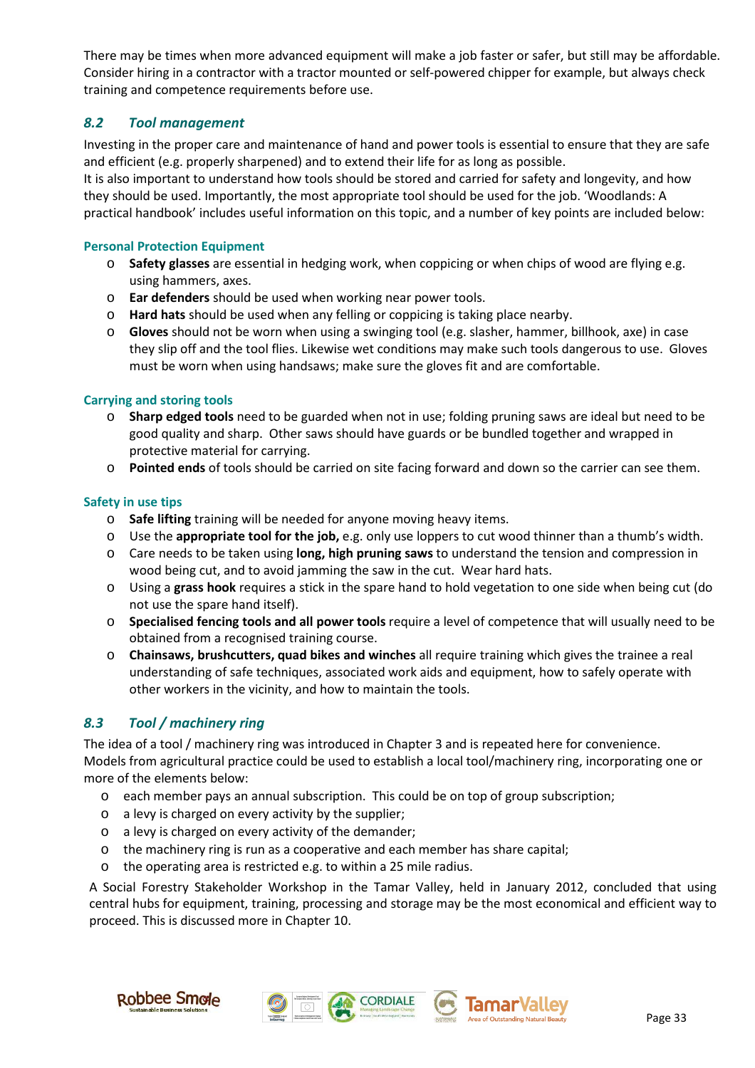There may be times when more advanced equipment will make a job faster or safer, but still may be affordable. Consider hiring in a contractor with a tractor mounted or self-powered chipper for example, but always check training and competence requirements before use.

## *8.2 Tool management*

Investing in the proper care and maintenance of hand and power tools is essential to ensure that they are safe and efficient (e.g. properly sharpened) and to extend their life for as long as possible.
It is also important to understand how tools should be stored and carried for safety and longevity, and how they should be used. Importantly, the most appropriate tool should be used for the job. 'Woodlands: A practical handbook' includes useful information on this topic, and a number of key points are included below:

#### Personal Protection Equipment

- **Safety glasses** are essential in hedging work, when coppicing or when chips of wood are flying e.g. using hammers, axes.
- **Ear defenders** should be used when working near power tools.
- **Hard hats** should be used when any felling or coppicing is taking place nearby.
- **Gloves** should not be worn when using a swinging tool (e.g. slasher, hammer, billhook, axe) in case they slip off and the tool flies. Likewise wet conditions may make such tools dangerous to use. Gloves must be worn when using handsaws; make sure the gloves fit and are comfortable.

#### Carrying and storing tools

- **Sharp edged tools** need to be guarded when not in use; folding pruning saws are ideal but need to be good quality and sharp. Other saws should have guards or be bundled together and wrapped in protective material for carrying.
- **Pointed ends** of tools should be carried on site facing forward and down so the carrier can see them.

#### Safety in use tips

- **Safe lifting** training will be needed for anyone moving heavy items.
- Use the **appropriate tool for the job,** e.g. only use loppers to cut wood thinner than a thumb's width.
- Care needs to be taken using **long, high pruning saws** to understand the tension and compression in wood being cut, and to avoid jamming the saw in the cut. Wear hard hats.
- Using a **grass hook** requires a stick in the spare hand to hold vegetation to one side when being cut (do not use the spare hand itself).
- **Specialised fencing tools and all power tools** require a level of competence that will usually need to be obtained from a recognised training course.
- **Chainsaws, brushcutters, quad bikes and winches** all require training which gives the trainee a real understanding of safe techniques, associated work aids and equipment, how to safely operate with other workers in the vicinity, and how to maintain the tools.

## *8.3 Tool / machinery ring*

The idea of a tool / machinery ring was introduced in Chapter 3 and is repeated here for convenience. Models from agricultural practice could be used to establish a local tool/machinery ring, incorporating one or more of the elements below:

- each member pays an annual subscription. This could be on top of group subscription;
- a levy is charged on every activity by the supplier;
- a levy is charged on every activity of the demander;
- the machinery ring is run as a cooperative and each member has share capital;
- the operating area is restricted e.g. to within a 25 mile radius.

A Social Forestry Stakeholder Workshop in the Tamar Valley, held in January 2012, concluded that using central hubs for equipment, training, processing and storage may be the most economical and efficient way to proceed. This is discussed more in Chapter 10.